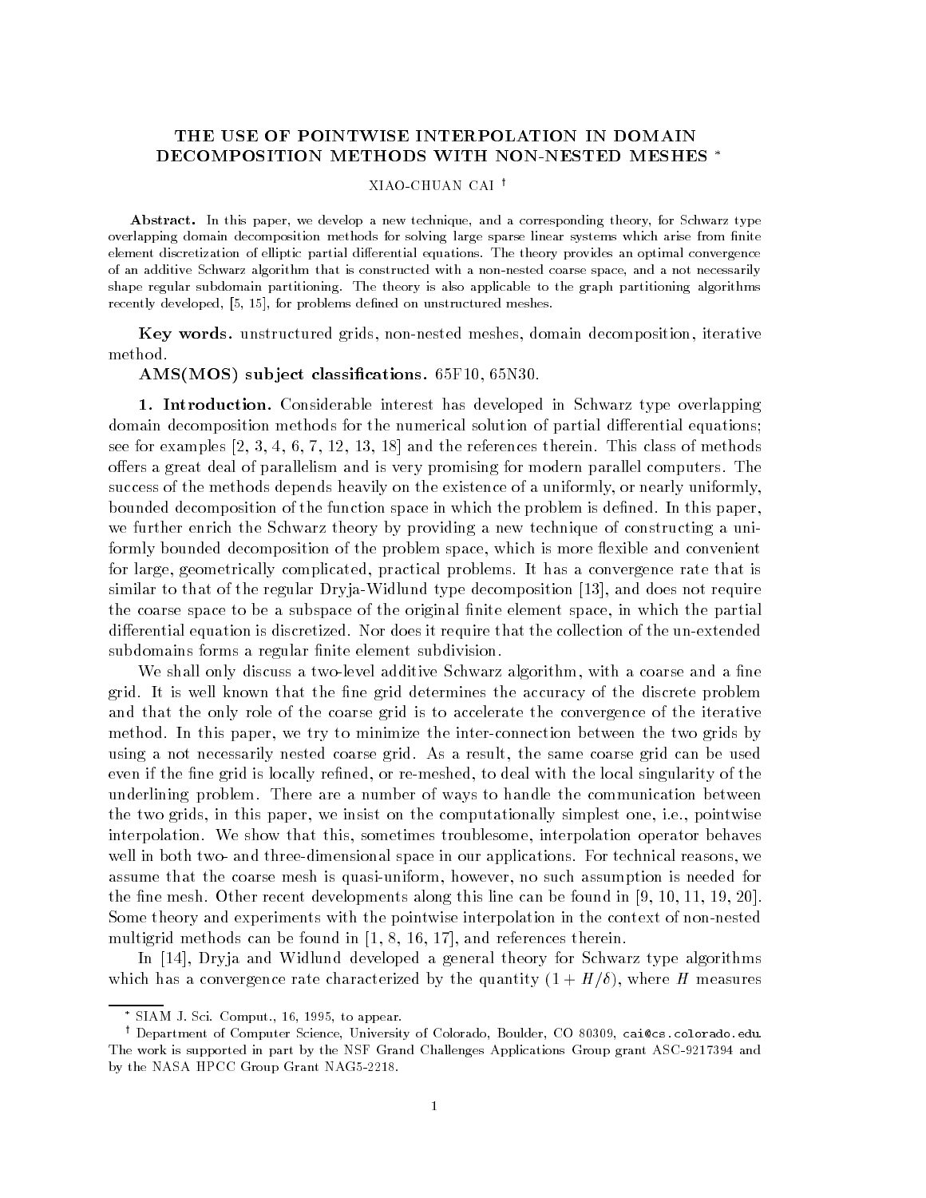# THE USE OF POINTWISE INTERPOLATION IN DOMAIN DECOMPOSITION METHODS WITH NON-NESTED MESHES *

XIAO-CHUAN CAI †

**Abstract.** In this paper, we develop a new technique, and a corresponding theory, for Schwarz type overlapping domain decomposition methods for solving large sparse linear systems which arise from finite element discretization of elliptic partial differential equations. The theory provides an optimal convergence of an additive Schwarz algorithm that is constructed with a non-nested coarse space, and a not necessarily shape regular subdomain partitioning. The theory is also applicable to the graph partitioning algorithms recently developed, [5, 15], for problems defined on unstructured meshes.

**Key words.** unstructured grids, non-nested meshes, domain decomposition, iterative method.

**AMS(MOS) subject classifications.** 65F10, 65N30.

## 1. Introduction.

Considerable interest has developed in Schwarz type overlapping domain decomposition methods for the numerical solution of partial differential equations; see for examples [2, 3, 4, 6, 7, 12, 13, 18] and the references therein. This class of methods offers a great deal of parallelism and is very promising for modern parallel computers. The success of the methods depends heavily on the existence of a uniformly, or nearly uniformly, bounded decomposition of the function space in which the problem is defined. In this paper, we further enrich the Schwarz theory by providing a new technique of constructing a uniformly bounded decomposition of the problem space, which is more flexible and convenient for large, geometrically complicated, practical problems. It has a convergence rate that is similar to that of the regular Dryja-Widlund type decomposition [13], and does not require the coarse space to be a subspace of the original finite element space, in which the partial differential equation is discretized. Nor does it require that the collection of the un-extended subdomains forms a regular finite element subdivision.

We shall only discuss a two-level additive Schwarz algorithm, with a coarse and a fine grid. It is well known that the fine grid determines the accuracy of the discrete problem and that the only role of the coarse grid is to accelerate the convergence of the iterative method. In this paper, we try to minimize the inter-connection between the two grids by using a not necessarily nested coarse grid. As a result, the same coarse grid can be used even if the fine grid is locally refined, or re-meshed, to deal with the local singularity of the underlining problem. There are a number of ways to handle the communication between the two grids, in this paper, we insist on the computationally simplest one, i.e., pointwise interpolation. We show that this, sometimes troublesome, interpolation operator behaves well in both two- and three-dimensional space in our applications. For technical reasons, we assume that the coarse mesh is quasi-uniform, however, no such assumption is needed for the fine mesh. Other recent developments along this line can be found in [9, 10, 11, 19, 20]. Some theory and experiments with the pointwise interpolation in the context of non-nested multigrid methods can be found in [1, 8, 16, 17], and references therein.

In [14], Dryja and Widlund developed a general theory for Schwarz type algorithms which has a convergence rate characterized by the quantity $(1 + H/\delta)$, where $H$ measures

* SIAM J. Sci. Comput., 16, 1995, to appear.

† Department of Computer Science, University of Colorado, Boulder, CO 80309, cai@cs.colorado.edu. The work is supported in part by the NSF Grand Challenges Applications Group grant ASC-9217394 and by the NASA HPCC Group Grant NAG5-2218.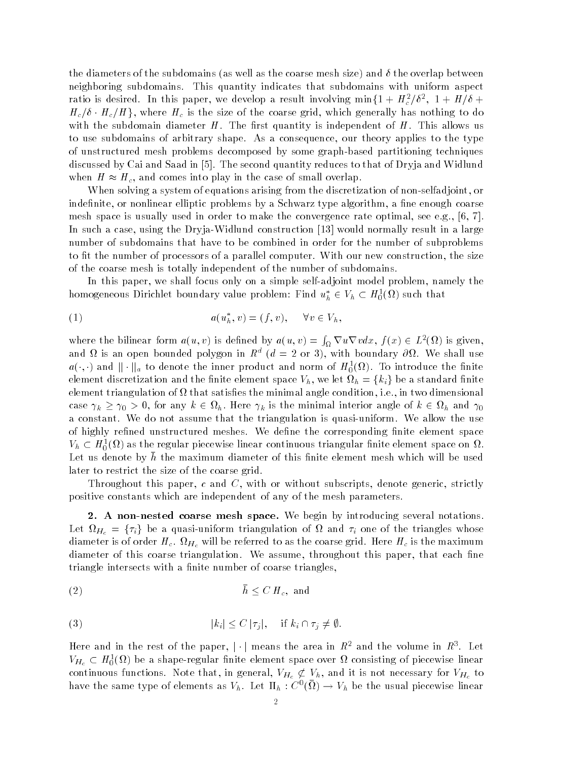the diameters of the subdomains (as well as the coarse mesh size) and $\delta$ the overlap between neighboring subdomains. This quantity indicates that subdomains with uniform aspect ratio is desired. In this paper, we develop a result involving $\min\{1 + H_c^2/\delta^2,\ 1 + H/\delta + H_c/\delta \cdot H_c/H\}$, where $H_c$ is the size of the coarse grid, which generally has nothing to do with the subdomain diameter $H$. The first quantity is independent of $H$. This allows us to use subdomains of arbitrary shape. As a consequence, our theory applies to the type of unstructured mesh problems decomposed by some graph-based partitioning techniques discussed by Cai and Saad in [5]. The second quantity reduces to that of Dryja and Widlund when $H \approx H_c$, and comes into play in the case of small overlap.

When solving a system of equations arising from the discretization of non-selfadjoint, or indefinite, or nonlinear elliptic problems by a Schwarz type algorithm, a fine enough coarse mesh space is usually used in order to make the convergence rate optimal, see e.g., [6, 7]. In such a case, using the Dryja-Widlund construction [13] would normally result in a large number of subdomains that have to be combined in order for the number of subproblems to fit the number of processors of a parallel computer. With our new construction, the size of the coarse mesh is totally independent of the number of subdomains.

In this paper, we shall focus only on a simple self-adjoint model problem, namely the homogeneous Dirichlet boundary value problem: Find $u_h^* \in V_h \subset H_0^1(\Omega)$ such that

$$a(u_h^*, v) = (f, v), \quad \forall v \in V_h, \tag{1}$$

where the bilinear form $a(u,v)$ is defined by $a(u,v) = \int_\Omega \nabla u \nabla v dx$, $f(x) \in L^2(\Omega)$ is given, and $\Omega$ is an open bounded polygon in $R^d$ ($d = 2$ or $3$), with boundary $\partial\Omega$. We shall use $a(\cdot,\cdot)$ and $\|\cdot\|_a$ to denote the inner product and norm of $H_0^1(\Omega)$. To introduce the finite element discretization and the finite element space $V_h$, we let $\Omega_h = \{k_i\}$ be a standard finite element triangulation of $\Omega$ that satisfies the minimal angle condition, i.e., in two dimensional case $\gamma_k \geq \gamma_0 > 0$, for any $k \in \Omega_h$. Here $\gamma_k$ is the minimal interior angle of $k \in \Omega_h$ and $\gamma_0$ a constant. We do not assume that the triangulation is quasi-uniform. We allow the use of highly refined unstructured meshes. We define the corresponding finite element space $V_h \subset H_0^1(\Omega)$ as the regular piecewise linear continuous triangular finite element space on $\Omega$. Let us denote by $\bar{h}$ the maximum diameter of this finite element mesh which will be used later to restrict the size of the coarse grid.

Throughout this paper, $c$ and $C$, with or without subscripts, denote generic, strictly positive constants which are independent of any of the mesh parameters.

**2. A non-nested coarse mesh space.** We begin by introducing several notations. Let $\Omega_{H_c} = \{\tau_i\}$ be a quasi-uniform triangulation of $\Omega$ and $\tau_i$ one of the triangles whose diameter is of order $H_c$. $\Omega_{H_c}$ will be referred to as the coarse grid. Here $H_c$ is the maximum diameter of this coarse triangulation. We assume, throughout this paper, that each fine triangle intersects with a finite number of coarse triangles,

$$\bar{h} \leq C\, H_c, \text{ and} \tag{2}$$

$$|k_i| \leq C\, |\tau_j|, \quad \text{if } k_i \cap \tau_j \neq \emptyset. \tag{3}$$

Here and in the rest of the paper, $|\cdot|$ means the area in $R^2$ and the volume in $R^3$. Let $V_{H_c} \subset H_0^1(\Omega)$ be a shape-regular finite element space over $\Omega$ consisting of piecewise linear continuous functions. Note that, in general, $V_{H_c} \not\subset V_h$, and it is not necessary for $V_{H_c}$ to have the same type of elements as $V_h$. Let $\Pi_h : C^0(\bar{\Omega}) \rightarrow V_h$ be the usual piecewise linear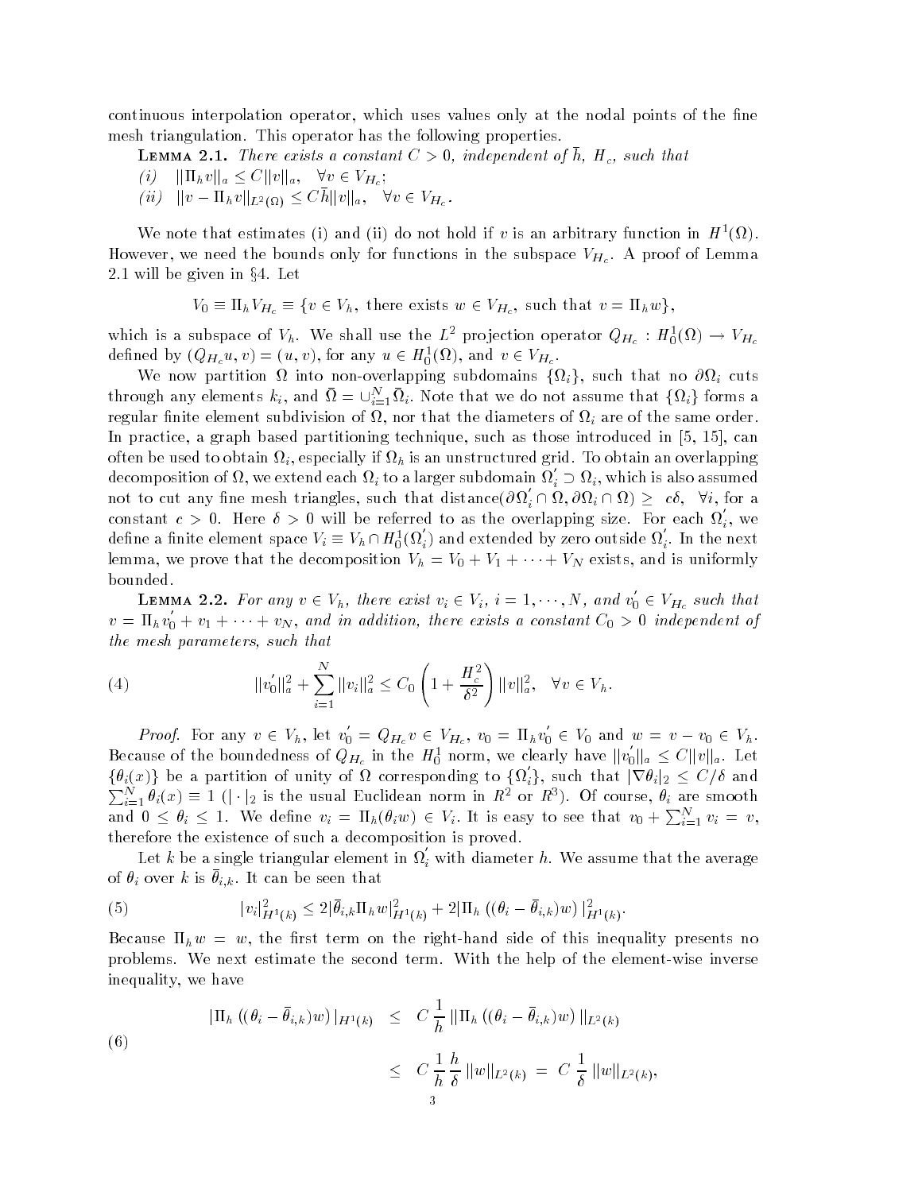continuous interpolation operator, which uses values only at the nodal points of the fine mesh triangulation. This operator has the following properties.

**Lemma 2.1.** *There exists a constant $C > 0$, independent of $\bar{h}$, $H_c$, such that*

*(i)* $\|\Pi_h v\|_a \le C\|v\|_a, \quad \forall v \in V_{H_c}$;

*(ii)* $\|v - \Pi_h v\|_{L^2(\Omega)} \le C\bar{h}\|v\|_a, \quad \forall v \in V_{H_c}$.

We note that estimates (i) and (ii) do not hold if $v$ is an arbitrary function in $H^1(\Omega)$. However, we need the bounds only for functions in the subspace $V_{H_c}$. A proof of Lemma 2.1 will be given in §4. Let

$$V_0 \equiv \Pi_h V_{H_c} \equiv \{v \in V_h, \text{ there exists } w \in V_{H_c}, \text{ such that } v = \Pi_h w\},$$

which is a subspace of $V_h$. We shall use the $L^2$ projection operator $Q_{H_c} : H_0^1(\Omega) \to V_{H_c}$ defined by $(Q_{H_c} u, v) = (u, v)$, for any $u \in H_0^1(\Omega)$, and $v \in V_{H_c}$.

We now partition $\Omega$ into non-overlapping subdomains $\{\Omega_i\}$, such that no $\partial\Omega_i$ cuts through any elements $k_i$, and $\bar{\Omega} = \cup_{i=1}^N \bar{\Omega}_i$. Note that we do not assume that $\{\Omega_i\}$ forms a regular finite element subdivision of $\Omega$, nor that the diameters of $\Omega_i$ are of the same order. In practice, a graph based partitioning technique, such as those introduced in [5, 15], can often be used to obtain $\Omega_i$, especially if $\Omega_h$ is an unstructured grid. To obtain an overlapping decomposition of $\Omega$, we extend each $\Omega_i$ to a larger subdomain $\Omega_i' \supset \Omega_i$, which is also assumed not to cut any fine mesh triangles, such that distance$(\partial\Omega_i' \cap \Omega, \partial\Omega_i \cap \Omega) \ge c\delta, \ \forall i$, for a constant $c > 0$. Here $\delta > 0$ will be referred to as the overlapping size. For each $\Omega_i'$, we define a finite element space $V_i \equiv V_h \cap H_0^1(\Omega_i')$ and extended by zero outside $\Omega_i'$. In the next lemma, we prove that the decomposition $V_h = V_0 + V_1 + \cdots + V_N$ exists, and is uniformly bounded.

**Lemma 2.2.** *For any $v \in V_h$, there exist $v_i \in V_i$, $i = 1, \cdots, N$, and $v_0' \in V_{H_c}$ such that $v = \Pi_h v_0' + v_1 + \cdots + v_N$, and in addition, there exists a constant $C_0 > 0$ independent of the mesh parameters, such that*

$$\|v_0'\|_a^2 + \sum_{i=1}^N \|v_i\|_a^2 \le C_0 \left(1 + \frac{H_c^2}{\delta^2}\right) \|v\|_a^2, \quad \forall v \in V_h. \tag{4}$$

*Proof.* For any $v \in V_h$, let $v_0' = Q_{H_c} v \in V_{H_c}$, $v_0 = \Pi_h v_0' \in V_0$ and $w = v - v_0 \in V_h$. Because of the boundedness of $Q_{H_c}$ in the $H_0^1$ norm, we clearly have $\|v_0'\|_a \le C\|v\|_a$. Let $\{\theta_i(x)\}$ be a partition of unity of $\Omega$ corresponding to $\{\Omega_i'\}$, such that $|\nabla\theta_i|_2 \le C/\delta$ and $\sum_{i=1}^N \theta_i(x) \equiv 1$ ($|\cdot|_2$ is the usual Euclidean norm in $R^2$ or $R^3$). Of course, $\theta_i$ are smooth and $0 \le \theta_i \le 1$. We define $v_i = \Pi_h(\theta_i w) \in V_i$. It is easy to see that $v_0 + \sum_{i=1}^N v_i = v$, therefore the existence of such a decomposition is proved.

Let $k$ be a single triangular element in $\Omega_i'$ with diameter $h$. We assume that the average of $\theta_i$ over $k$ is $\bar{\theta}_{i,k}$. It can be seen that

$$|v_i|_{H^1(k)}^2 \le 2|\bar{\theta}_{i,k}\Pi_h w|_{H^1(k)}^2 + 2|\Pi_h\left((\theta_i - \bar{\theta}_{i,k})w\right)|_{H^1(k)}^2. \tag{5}$$

Because $\Pi_h w = w$, the first term on the right-hand side of this inequality presents no problems. We next estimate the second term. With the help of the element-wise inverse inequality, we have

$$\begin{aligned} |\Pi_h\left((\theta_i - \bar{\theta}_{i,k})w\right)|_{H^1(k)} &\le C\,\frac{1}{h}\,\|\Pi_h\left((\theta_i - \bar{\theta}_{i,k})w\right)\|_{L^2(k)} \\ &\le C\,\frac{1}{h}\,\frac{h}{\delta}\,\|w\|_{L^2(k)} = C\,\frac{1}{\delta}\,\|w\|_{L^2(k)}, \end{aligned} \tag{6}$$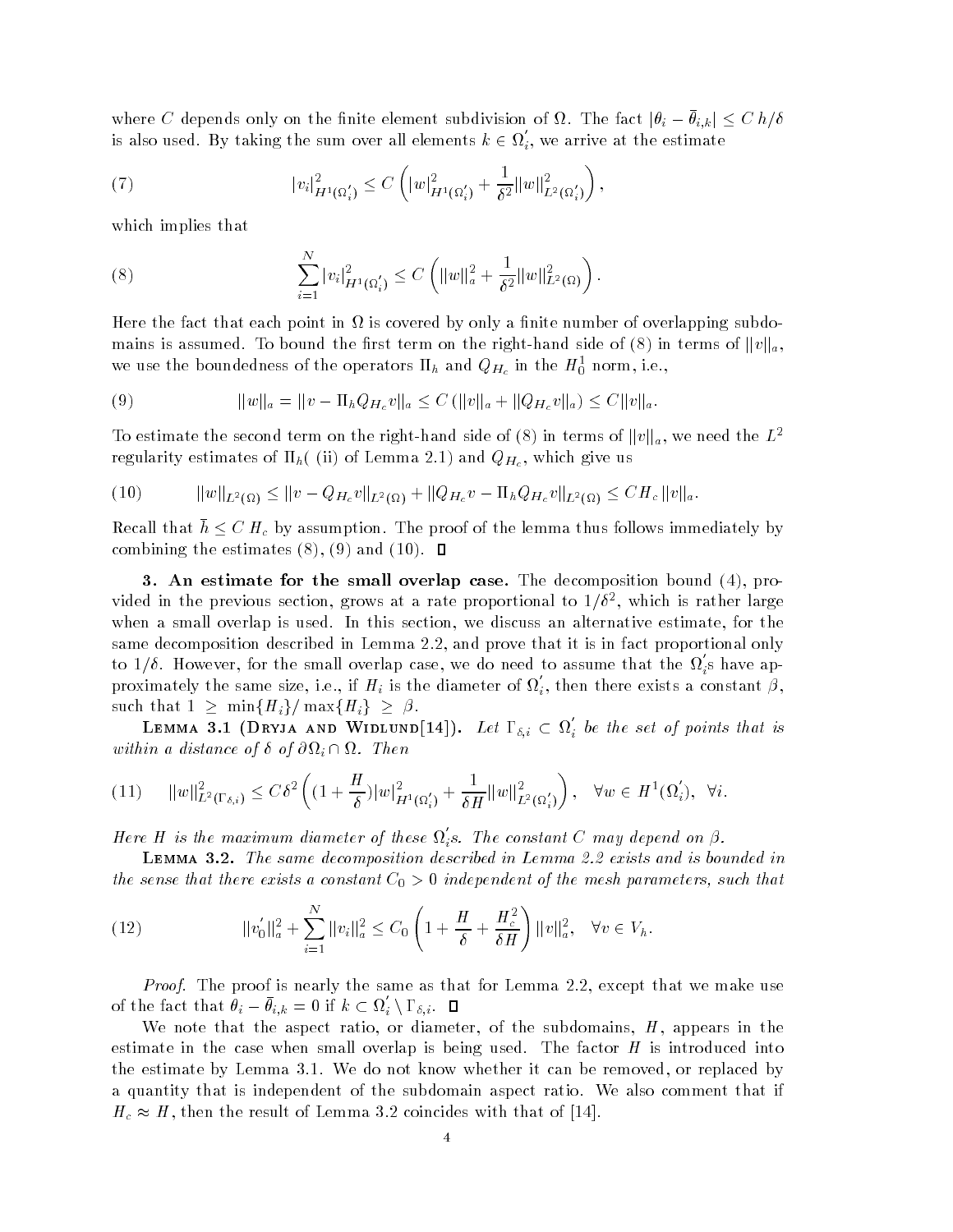where $C$ depends only on the finite element subdivision of $\Omega$. The fact $|\theta_i - \bar{\theta}_{i,k}| \le C\, h/\delta$ is also used. By taking the sum over all elements $k \in \Omega_i'$, we arrive at the estimate

$$|v_i|^2_{H^1(\Omega_i')} \le C\left(|w|^2_{H^1(\Omega_i')} + \frac{1}{\delta^2}\|w\|^2_{L^2(\Omega_i')}\right), \tag{7}$$

which implies that

$$\sum_{i=1}^{N} |v_i|^2_{H^1(\Omega_i')} \le C\left(\|w\|_a^2 + \frac{1}{\delta^2}\|w\|^2_{L^2(\Omega)}\right). \tag{8}$$

Here the fact that each point in $\Omega$ is covered by only a finite number of overlapping subdomains is assumed. To bound the first term on the right-hand side of (8) in terms of $\|v\|_a$, we use the boundedness of the operators $\Pi_h$ and $Q_{H_c}$ in the $H_0^1$ norm, i.e.,

$$\|w\|_a = \|v - \Pi_h Q_{H_c} v\|_a \le C\,(\|v\|_a + \|Q_{H_c} v\|_a) \le C\|v\|_a. \tag{9}$$

To estimate the second term on the right-hand side of (8) in terms of $\|v\|_a$, we need the $L^2$ regularity estimates of $\Pi_h$( (ii) of Lemma 2.1) and $Q_{H_c}$, which give us

$$\|w\|_{L^2(\Omega)} \le \|v - Q_{H_c} v\|_{L^2(\Omega)} + \|Q_{H_c} v - \Pi_h Q_{H_c} v\|_{L^2(\Omega)} \le C H_c\, \|v\|_a. \tag{10}$$

Recall that $\bar{h} \le C\, H_c$ by assumption. The proof of the lemma thus follows immediately by combining the estimates (8), (9) and (10). $\square$

## 3. An estimate for the small overlap case.

The decomposition bound (4), provided in the previous section, grows at a rate proportional to $1/\delta^2$, which is rather large when a small overlap is used. In this section, we discuss an alternative estimate, for the same decomposition described in Lemma 2.2, and prove that it is in fact proportional only to $1/\delta$. However, for the small overlap case, we do need to assume that the $\Omega_i'$s have approximately the same size, i.e., if $H_i$ is the diameter of $\Omega_i'$, then there exists a constant $\beta$, such that $1 \ge \min\{H_i\}/\max\{H_i\} \ge \beta$.

**Lemma 3.1 (Dryja and Widlund[14]).** *Let $\Gamma_{\delta,i} \subset \Omega_i'$ be the set of points that is within a distance of $\delta$ of $\partial\Omega_i \cap \Omega$. Then*

$$\|w\|^2_{L^2(\Gamma_{\delta,i})} \le C\delta^2\left((1 + \frac{H}{\delta})|w|^2_{H^1(\Omega_i')} + \frac{1}{\delta H}\|w\|^2_{L^2(\Omega_i')}\right), \quad \forall w \in H^1(\Omega_i'),\ \forall i. \tag{11}$$

*Here $H$ is the maximum diameter of these $\Omega_i'$s. The constant $C$ may depend on $\beta$.*

**Lemma 3.2.** *The same decomposition described in Lemma 2.2 exists and is bounded in the sense that there exists a constant $C_0 > 0$ independent of the mesh parameters, such that*

$$\|v_0'\|_a^2 + \sum_{i=1}^{N} \|v_i\|_a^2 \le C_0\left(1 + \frac{H}{\delta} + \frac{H_c^2}{\delta H}\right)\|v\|_a^2, \quad \forall v \in V_h. \tag{12}$$

*Proof.* The proof is nearly the same as that for Lemma 2.2, except that we make use of the fact that $\theta_i - \bar{\theta}_{i,k} = 0$ if $k \subset \Omega_i' \setminus \Gamma_{\delta,i}$. $\square$

We note that the aspect ratio, or diameter, of the subdomains, $H$, appears in the estimate in the case when small overlap is being used. The factor $H$ is introduced into the estimate by Lemma 3.1. We do not know whether it can be removed, or replaced by a quantity that is independent of the subdomain aspect ratio. We also comment that if $H_c \approx H$, then the result of Lemma 3.2 coincides with that of [14].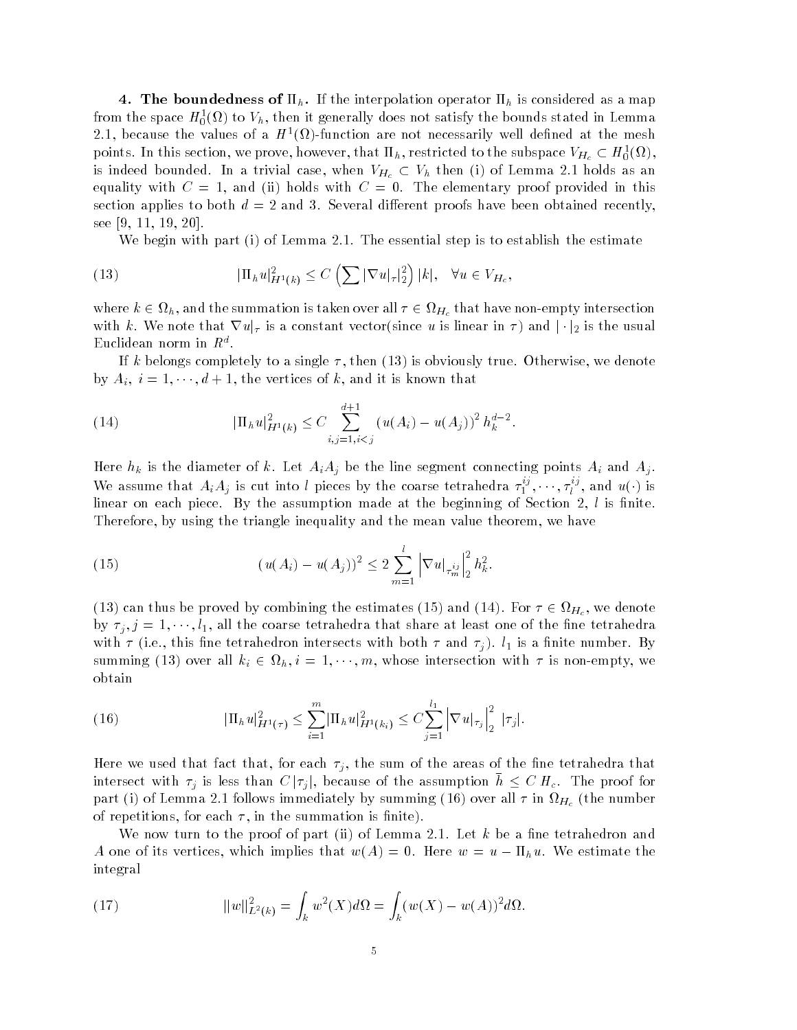**4. The boundedness of $\Pi_h$.** If the interpolation operator $\Pi_h$ is considered as a map from the space $H_0^1(\Omega)$ to $V_h$, then it generally does not satisfy the bounds stated in Lemma 2.1, because the values of a $H^1(\Omega)$-function are not necessarily well defined at the mesh points. In this section, we prove, however, that $\Pi_h$, restricted to the subspace $V_{H_c} \subset H_0^1(\Omega)$, is indeed bounded. In a trivial case, when $V_{H_c} \subset V_h$ then (i) of Lemma 2.1 holds as an equality with $C = 1$, and (ii) holds with $C = 0$. The elementary proof provided in this section applies to both $d = 2$ and 3. Several different proofs have been obtained recently, see [9, 11, 19, 20].

We begin with part (i) of Lemma 2.1. The essential step is to establish the estimate

$$|\Pi_h u|^2_{H^1(k)} \le C \left( \sum |\nabla u|_\tau|_2^2 \right) |k|, \quad \forall u \in V_{H_c}, \tag{13}$$

where $k \in \Omega_h$, and the summation is taken over all $\tau \in \Omega_{H_c}$ that have non-empty intersection with $k$. We note that $\nabla u|_\tau$ is a constant vector(since $u$ is linear in $\tau$) and $|\cdot|_2$ is the usual Euclidean norm in $R^d$.

If $k$ belongs completely to a single $\tau$, then (13) is obviously true. Otherwise, we denote by $A_i$, $i = 1, \cdots, d+1$, the vertices of $k$, and it is known that

$$|\Pi_h u|^2_{H^1(k)} \le C \sum_{i,j=1, i<j}^{d+1} (u(A_i) - u(A_j))^2 \, h_k^{d-2}. \tag{14}$$

Here $h_k$ is the diameter of $k$. Let $A_iA_j$ be the line segment connecting points $A_i$ and $A_j$. We assume that $A_iA_j$ is cut into $l$ pieces by the coarse tetrahedra $\tau_1^{ij}, \cdots, \tau_l^{ij}$, and $u(\cdot)$ is linear on each piece. By the assumption made at the beginning of Section 2, $l$ is finite. Therefore, by using the triangle inequality and the mean value theorem, we have

$$(u(A_i) - u(A_j))^2 \le 2 \sum_{m=1}^{l} \left| \nabla u|_{\tau_m^{ij}} \right|_2^2 h_k^2. \tag{15}$$

(13) can thus be proved by combining the estimates (15) and (14). For $\tau \in \Omega_{H_c}$, we denote by $\tau_j, j = 1, \cdots, l_1$, all the coarse tetrahedra that share at least one of the fine tetrahedra with $\tau$ (i.e., this fine tetrahedron intersects with both $\tau$ and $\tau_j$). $l_1$ is a finite number. By summing (13) over all $k_i \in \Omega_h, i = 1, \cdots, m$, whose intersection with $\tau$ is non-empty, we obtain

$$|\Pi_h u|^2_{H^1(\tau)} \le \sum_{i=1}^{m} |\Pi_h u|^2_{H^1(k_i)} \le C \sum_{j=1}^{l_1} \left| \nabla u|_{\tau_j} \right|_2^2 \, |\tau_j|. \tag{16}$$

Here we used that fact that, for each $\tau_j$, the sum of the areas of the fine tetrahedra that intersect with $\tau_j$ is less than $C|\tau_j|$, because of the assumption $\bar{h} \le C \, H_c$. The proof for part (i) of Lemma 2.1 follows immediately by summing (16) over all $\tau$ in $\Omega_{H_c}$ (the number of repetitions, for each $\tau$, in the summation is finite).

We now turn to the proof of part (ii) of Lemma 2.1. Let $k$ be a fine tetrahedron and $A$ one of its vertices, which implies that $w(A) = 0$. Here $w = u - \Pi_h u$. We estimate the integral

$$\|w\|^2_{L^2(k)} = \int_k w^2(X) d\Omega = \int_k (w(X) - w(A))^2 d\Omega. \tag{17}$$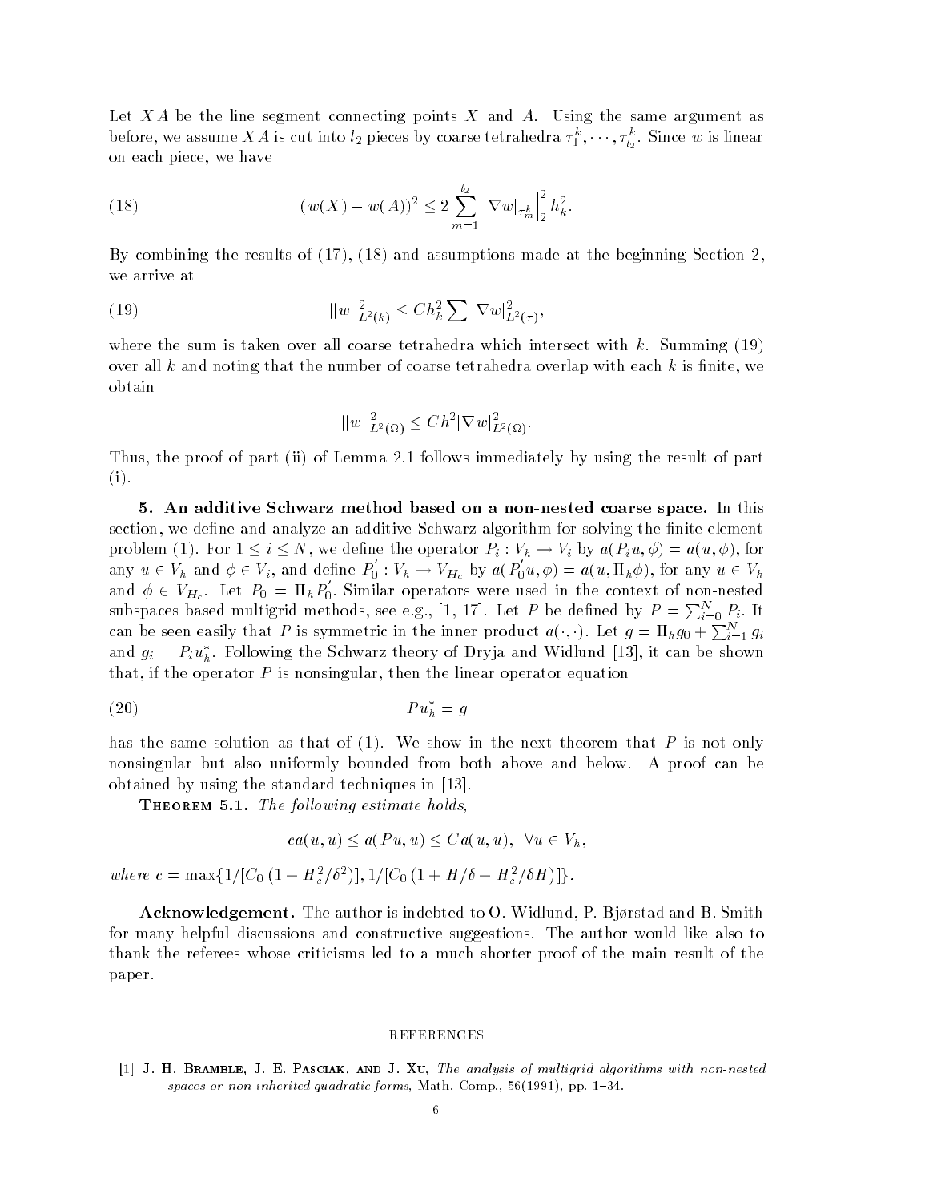Let $XA$ be the line segment connecting points $X$ and $A$. Using the same argument as before, we assume $XA$ is cut into $l_2$ pieces by coarse tetrahedra $\tau_1^k, \cdots, \tau_{l_2}^k$. Since $w$ is linear on each piece, we have

$$(w(X) - w(A))^2 \leq 2 \sum_{m=1}^{l_2} \left| \nabla w|_{\tau_m^k} \right|_2^2 h_k^2. \tag{18}$$

By combining the results of (17), (18) and assumptions made at the beginning Section 2, we arrive at

$$\|w\|_{L^2(k)}^2 \leq C h_k^2 \sum |\nabla w|_{L^2(\tau)}^2, \tag{19}$$

where the sum is taken over all coarse tetrahedra which intersect with $k$. Summing (19) over all $k$ and noting that the number of coarse tetrahedra overlap with each $k$ is finite, we obtain

$$\|w\|_{L^2(\Omega)}^2 \leq C \bar{h}^2 |\nabla w|_{L^2(\Omega)}^2.$$

Thus, the proof of part (ii) of Lemma 2.1 follows immediately by using the result of part (i).

**5. An additive Schwarz method based on a non-nested coarse space.** In this section, we define and analyze an additive Schwarz algorithm for solving the finite element problem (1). For $1 \leq i \leq N$, we define the operator $P_i : V_h \rightarrow V_i$ by $a(P_i u, \phi) = a(u, \phi)$, for any $u \in V_h$ and $\phi \in V_i$, and define $P_0' : V_h \rightarrow V_{H_c}$ by $a(P_0' u, \phi) = a(u, \Pi_h \phi)$, for any $u \in V_h$ and $\phi \in V_{H_c}$. Let $P_0 = \Pi_h P_0'$. Similar operators were used in the context of non-nested subspaces based multigrid methods, see e.g., [1, 17]. Let $P$ be defined by $P = \sum_{i=0}^N P_i$. It can be seen easily that $P$ is symmetric in the inner product $a(\cdot, \cdot)$. Let $g = \Pi_h g_0 + \sum_{i=1}^N g_i$ and $g_i = P_i u_h^*$. Following the Schwarz theory of Dryja and Widlund [13], it can be shown that, if the operator $P$ is nonsingular, then the linear operator equation

$$P u_h^* = g \tag{20}$$

has the same solution as that of (1). We show in the next theorem that $P$ is not only nonsingular but also uniformly bounded from both above and below. A proof can be obtained by using the standard techniques in [13].

**Theorem 5.1.** *The following estimate holds,*

$$c a(u, u) \leq a(Pu, u) \leq C a(u, u), \quad \forall u \in V_h,$$

*where* $c = \max\{1/[C_0 (1 + H_c^2/\delta^2)], 1/[C_0 (1 + H/\delta + H_c^2/\delta H)]\}$.

**Acknowledgement.** The author is indebted to O. Widlund, P. Bjørstad and B. Smith for many helpful discussions and constructive suggestions. The author would like also to thank the referees whose criticisms led to a much shorter proof of the main result of the paper.

## REFERENCES

[1] J. H. Bramble, J. E. Pasciak, and J. Xu, *The analysis of multigrid algorithms with non-nested spaces or non-inherited quadratic forms*, Math. Comp., 56(1991), pp. 1–34.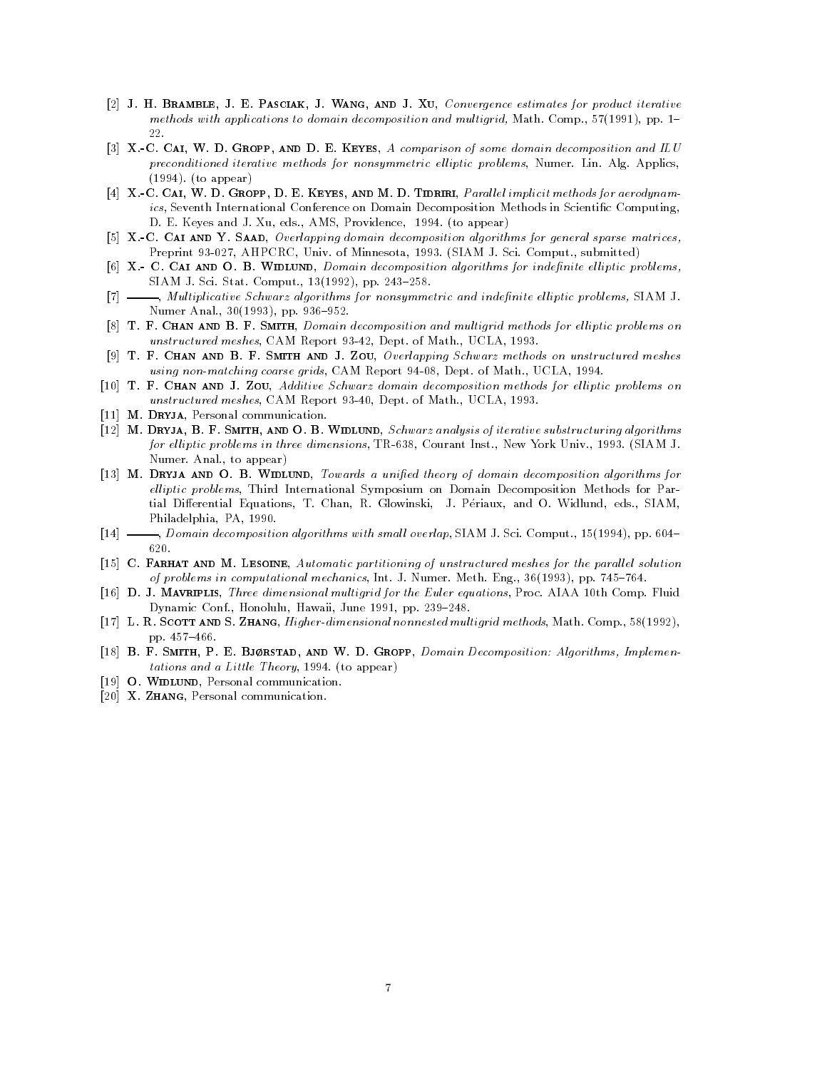[2] J. H. Bramble, J. E. Pasciak, J. Wang, and J. Xu, *Convergence estimates for product iterative methods with applications to domain decomposition and multigrid,* Math. Comp., 57(1991), pp. 1–22.

[3] X.-C. Cai, W. D. Gropp, and D. E. Keyes, *A comparison of some domain decomposition and ILU preconditioned iterative methods for nonsymmetric elliptic problems*, Numer. Lin. Alg. Applics, (1994). (to appear)

[4] X.-C. Cai, W. D. Gropp, D. E. Keyes, and M. D. Tidriri, *Parallel implicit methods for aerodynamics*, Seventh International Conference on Domain Decomposition Methods in Scientific Computing, D. E. Keyes and J. Xu, eds., AMS, Providence, 1994. (to appear)

[5] X.-C. Cai and Y. Saad, *Overlapping domain decomposition algorithms for general sparse matrices,* Preprint 93-027, AHPCRC, Univ. of Minnesota, 1993. (SIAM J. Sci. Comput., submitted)

[6] X.- C. Cai and O. B. Widlund, *Domain decomposition algorithms for indefinite elliptic problems,* SIAM J. Sci. Stat. Comput., 13(1992), pp. 243–258.

[7] ———, *Multiplicative Schwarz algorithms for nonsymmetric and indefinite elliptic problems,* SIAM J. Numer Anal., 30(1993), pp. 936–952.

[8] T. F. Chan and B. F. Smith, *Domain decomposition and multigrid methods for elliptic problems on unstructured meshes*, CAM Report 93-42, Dept. of Math., UCLA, 1993.

[9] T. F. Chan and B. F. Smith and J. Zou, *Overlapping Schwarz methods on unstructured meshes using non-matching coarse grids*, CAM Report 94-08, Dept. of Math., UCLA, 1994.

[10] T. F. Chan and J. Zou, *Additive Schwarz domain decomposition methods for elliptic problems on unstructured meshes*, CAM Report 93-40, Dept. of Math., UCLA, 1993.

[11] M. Dryja, Personal communication.

[12] M. Dryja, B. F. Smith, and O. B. Widlund, *Schwarz analysis of iterative substructuring algorithms for elliptic problems in three dimensions*, TR-638, Courant Inst., New York Univ., 1993. (SIAM J. Numer. Anal., to appear)

[13] M. Dryja and O. B. Widlund, *Towards a unified theory of domain decomposition algorithms for elliptic problems*, Third International Symposium on Domain Decomposition Methods for Partial Differential Equations, T. Chan, R. Glowinski, J. Périaux, and O. Widlund, eds., SIAM, Philadelphia, PA, 1990.

[14] ———, *Domain decomposition algorithms with small overlap*, SIAM J. Sci. Comput., 15(1994), pp. 604–620.

[15] C. Farhat and M. Lesoine, *Automatic partitioning of unstructured meshes for the parallel solution of problems in computational mechanics*, Int. J. Numer. Meth. Eng., 36(1993), pp. 745–764.

[16] D. J. Mavriplis, *Three dimensional multigrid for the Euler equations*, Proc. AIAA 10th Comp. Fluid Dynamic Conf., Honolulu, Hawaii, June 1991, pp. 239–248.

[17] L. R. Scott and S. Zhang, *Higher-dimensional nonnested multigrid methods*, Math. Comp., 58(1992), pp. 457–466.

[18] B. F. Smith, P. E. Bjørstad, and W. D. Gropp, *Domain Decomposition: Algorithms, Implementations and a Little Theory*, 1994. (to appear)

[19] O. Widlund, Personal communication.

[20] X. Zhang, Personal communication.